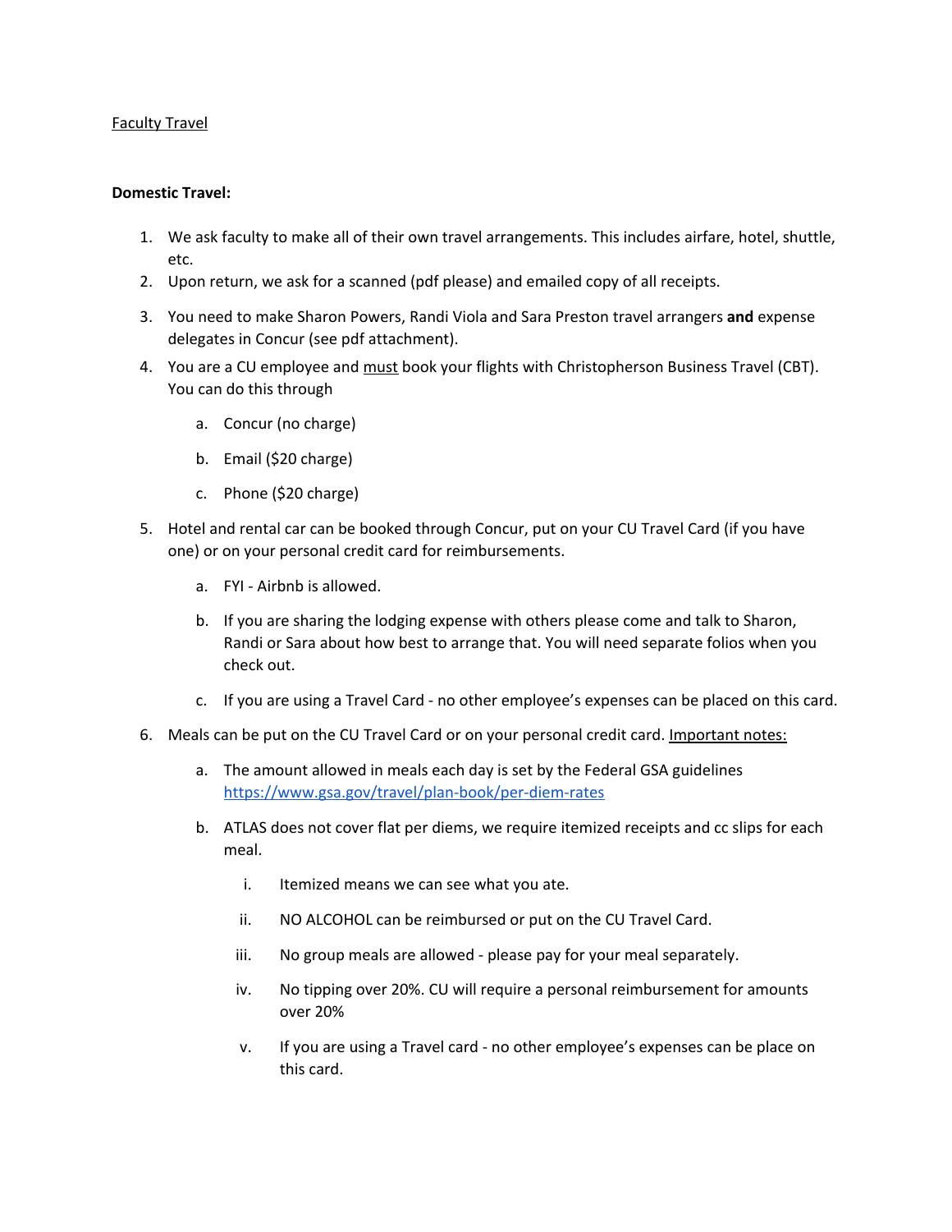<u>Faculty Travel</u>

**Domestic Travel:**

1. We ask faculty to make all of their own travel arrangements. This includes airfare, hotel, shuttle, etc.
2. Upon return, we ask for a scanned (pdf please) and emailed copy of all receipts.
3. You need to make Sharon Powers, Randi Viola and Sara Preston travel arrangers **and** expense delegates in Concur (see pdf attachment).
4. You are a CU employee and <u>must</u> book your flights with Christopherson Business Travel (CBT). You can do this through
   a. Concur (no charge)
   b. Email ($20 charge)
   c. Phone ($20 charge)
5. Hotel and rental car can be booked through Concur, put on your CU Travel Card (if you have one) or on your personal credit card for reimbursements.
   a. FYI - Airbnb is allowed.
   b. If you are sharing the lodging expense with others please come and talk to Sharon, Randi or Sara about how best to arrange that. You will need separate folios when you check out.
   c. If you are using a Travel Card - no other employee's expenses can be placed on this card.
6. Meals can be put on the CU Travel Card or on your personal credit card. <u>Important notes:</u>
   a. The amount allowed in meals each day is set by the Federal GSA guidelines [https://www.gsa.gov/travel/plan-book/per-diem-rates](https://www.gsa.gov/travel/plan-book/per-diem-rates)
   b. ATLAS does not cover flat per diems, we require itemized receipts and cc slips for each meal.
      i. Itemized means we can see what you ate.
      ii. NO ALCOHOL can be reimbursed or put on the CU Travel Card.
      iii. No group meals are allowed - please pay for your meal separately.
      iv. No tipping over 20%. CU will require a personal reimbursement for amounts over 20%
      v. If you are using a Travel card - no other employee's expenses can be place on this card.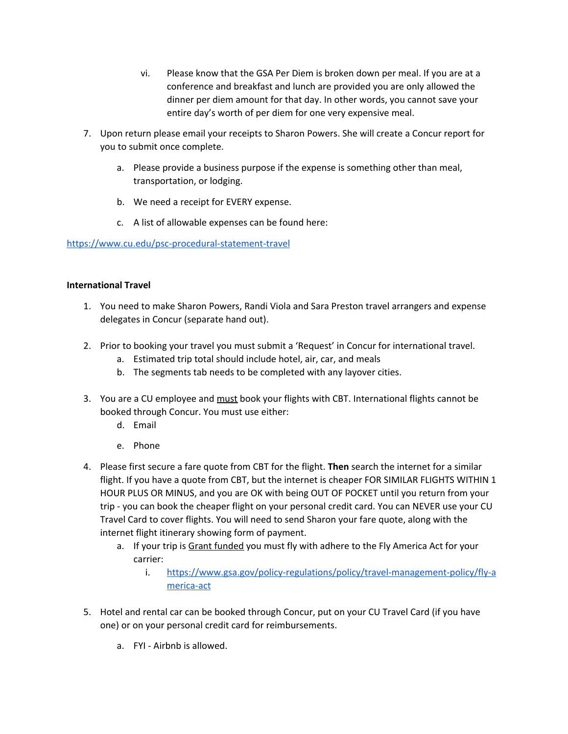vi. Please know that the GSA Per Diem is broken down per meal. If you are at a conference and breakfast and lunch are provided you are only allowed the dinner per diem amount for that day. In other words, you cannot save your entire day's worth of per diem for one very expensive meal.

7. Upon return please email your receipts to Sharon Powers. She will create a Concur report for you to submit once complete.
   a. Please provide a business purpose if the expense is something other than meal, transportation, or lodging.
   b. We need a receipt for EVERY expense.
   c. A list of allowable expenses can be found here:

https://www.cu.edu/psc-procedural-statement-travel

**International Travel**

1. You need to make Sharon Powers, Randi Viola and Sara Preston travel arrangers and expense delegates in Concur (separate hand out).

2. Prior to booking your travel you must submit a 'Request' in Concur for international travel.
   a. Estimated trip total should include hotel, air, car, and meals
   b. The segments tab needs to be completed with any layover cities.

3. You are a CU employee and <u>must</u> book your flights with CBT. International flights cannot be booked through Concur. You must use either:
   d. Email
   e. Phone

4. Please first secure a fare quote from CBT for the flight. **Then** search the internet for a similar flight. If you have a quote from CBT, but the internet is cheaper FOR SIMILAR FLIGHTS WITHIN 1 HOUR PLUS OR MINUS, and you are OK with being OUT OF POCKET until you return from your trip - you can book the cheaper flight on your personal credit card. You can NEVER use your CU Travel Card to cover flights. You will need to send Sharon your fare quote, along with the internet flight itinerary showing form of payment.
   a. If your trip is <u>Grant funded</u> you must fly with adhere to the Fly America Act for your carrier:
      i. https://www.gsa.gov/policy-regulations/policy/travel-management-policy/fly-america-act

5. Hotel and rental car can be booked through Concur, put on your CU Travel Card (if you have one) or on your personal credit card for reimbursements.
   a. FYI - Airbnb is allowed.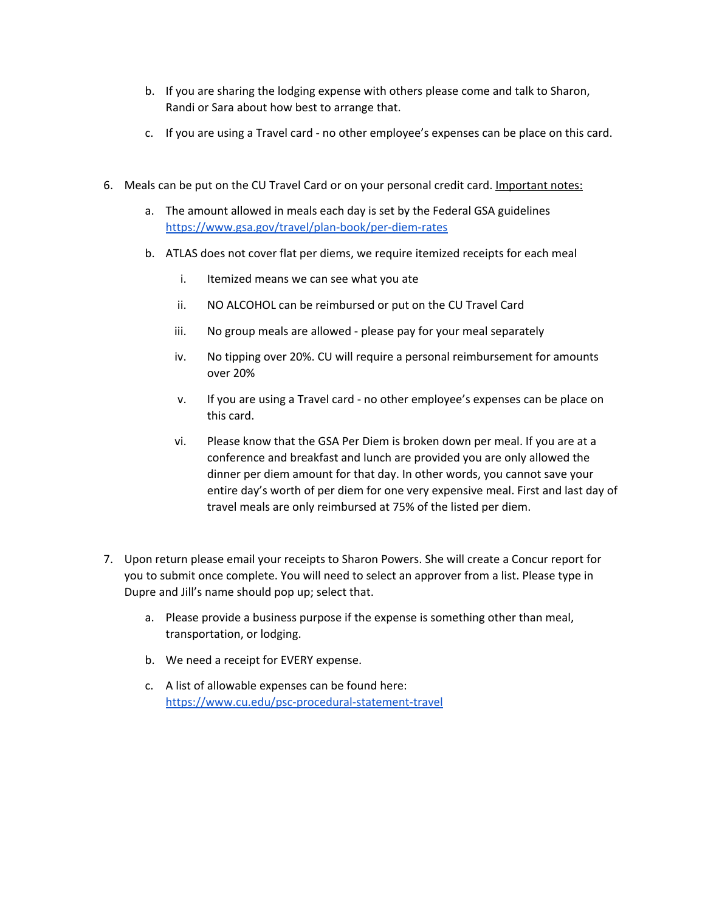b. If you are sharing the lodging expense with others please come and talk to Sharon, Randi or Sara about how best to arrange that.

c. If you are using a Travel card - no other employee's expenses can be place on this card.

6. Meals can be put on the CU Travel Card or on your personal credit card. <u>Important notes:</u>

   a. The amount allowed in meals each day is set by the Federal GSA guidelines https://www.gsa.gov/travel/plan-book/per-diem-rates

   b. ATLAS does not cover flat per diems, we require itemized receipts for each meal

      i. Itemized means we can see what you ate

      ii. NO ALCOHOL can be reimbursed or put on the CU Travel Card

      iii. No group meals are allowed - please pay for your meal separately

      iv. No tipping over 20%. CU will require a personal reimbursement for amounts over 20%

      v. If you are using a Travel card - no other employee's expenses can be place on this card.

      vi. Please know that the GSA Per Diem is broken down per meal. If you are at a conference and breakfast and lunch are provided you are only allowed the dinner per diem amount for that day. In other words, you cannot save your entire day's worth of per diem for one very expensive meal. First and last day of travel meals are only reimbursed at 75% of the listed per diem.

7. Upon return please email your receipts to Sharon Powers. She will create a Concur report for you to submit once complete. You will need to select an approver from a list. Please type in Dupre and Jill's name should pop up; select that.

   a. Please provide a business purpose if the expense is something other than meal, transportation, or lodging.

   b. We need a receipt for EVERY expense.

   c. A list of allowable expenses can be found here: https://www.cu.edu/psc-procedural-statement-travel